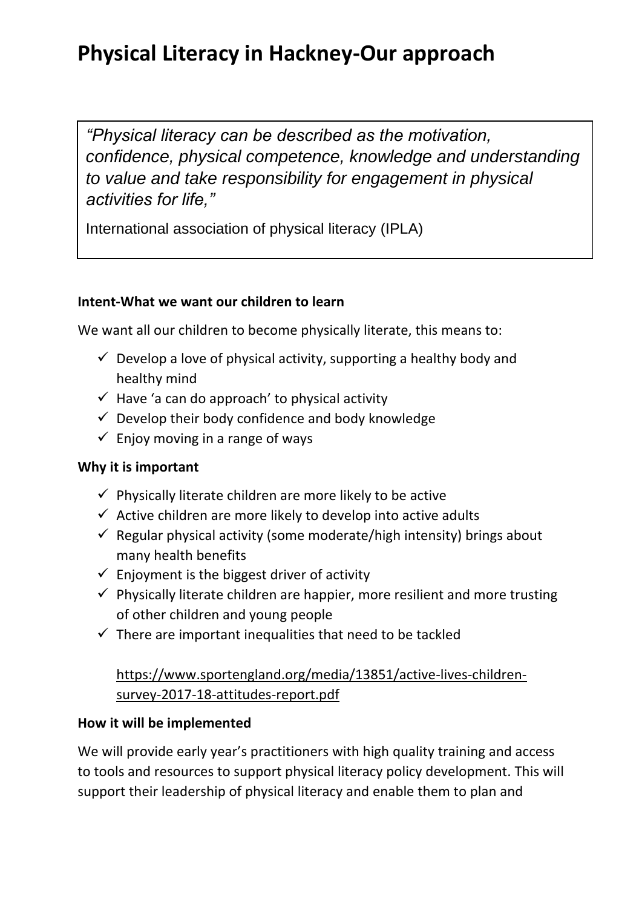# Physical Literacy in Hackney-Our approach

> *"Physical literacy can be described as the motivation, confidence, physical competence, knowledge and understanding to value and take responsibility for engagement in physical activities for life,"*
>
> International association of physical literacy (IPLA)

**Intent-What we want our children to learn**

We want all our children to become physically literate, this means to:

- ✓ Develop a love of physical activity, supporting a healthy body and healthy mind
- ✓ Have 'a can do approach' to physical activity
- ✓ Develop their body confidence and body knowledge
- ✓ Enjoy moving in a range of ways

**Why it is important**

- ✓ Physically literate children are more likely to be active
- ✓ Active children are more likely to develop into active adults
- ✓ Regular physical activity (some moderate/high intensity) brings about many health benefits
- ✓ Enjoyment is the biggest driver of activity
- ✓ Physically literate children are happier, more resilient and more trusting of other children and young people
- ✓ There are important inequalities that need to be tackled

https://www.sportengland.org/media/13851/active-lives-children-survey-2017-18-attitudes-report.pdf

**How it will be implemented**

We will provide early year's practitioners with high quality training and access to tools and resources to support physical literacy policy development. This will support their leadership of physical literacy and enable them to plan and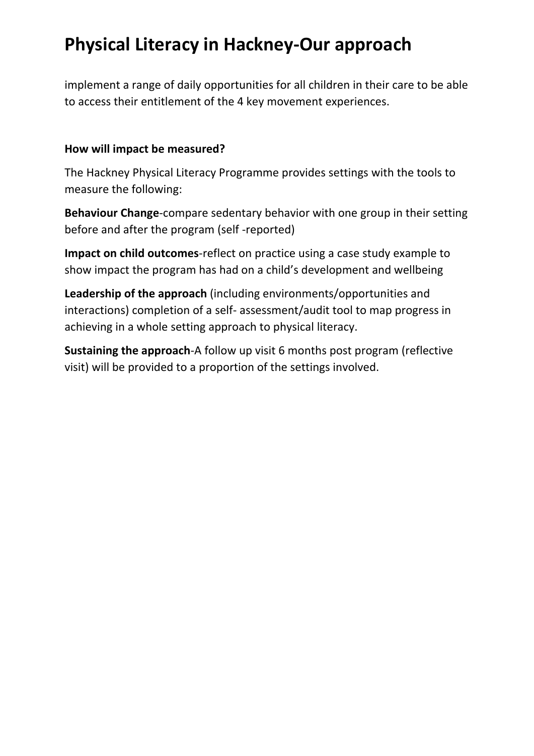# Physical Literacy in Hackney-Our approach

implement a range of daily opportunities for all children in their care to be able to access their entitlement of the 4 key movement experiences.

**How will impact be measured?**

The Hackney Physical Literacy Programme provides settings with the tools to measure the following:

**Behaviour Change**-compare sedentary behavior with one group in their setting before and after the program (self -reported)

**Impact on child outcomes**-reflect on practice using a case study example to show impact the program has had on a child's development and wellbeing

**Leadership of the approach** (including environments/opportunities and interactions) completion of a self- assessment/audit tool to map progress in achieving in a whole setting approach to physical literacy.

**Sustaining the approach**-A follow up visit 6 months post program (reflective visit) will be provided to a proportion of the settings involved.